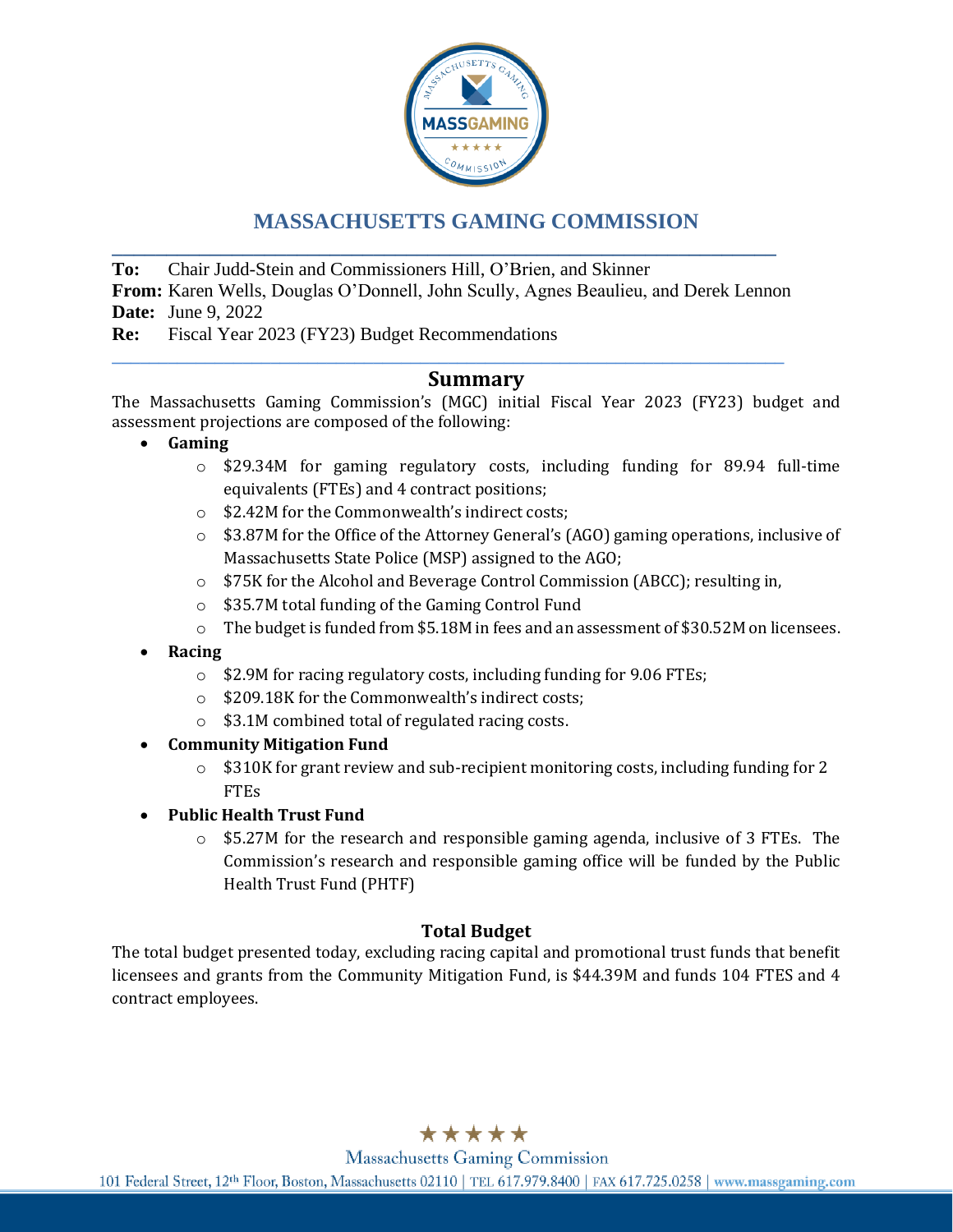# MASSACHUSETTS GAMING COMMISSION

**To:** Chair Judd-Stein and Commissioners Hill, O'Brien, and Skinner
**From:** Karen Wells, Douglas O'Donnell, John Scully, Agnes Beaulieu, and Derek Lennon
**Date:** June 9, 2022
**Re:** Fiscal Year 2023 (FY23) Budget Recommendations

## Summary

The Massachusetts Gaming Commission's (MGC) initial Fiscal Year 2023 (FY23) budget and assessment projections are composed of the following:

- **Gaming**
  - $29.34M for gaming regulatory costs, including funding for 89.94 full-time equivalents (FTEs) and 4 contract positions;
  - $2.42M for the Commonwealth's indirect costs;
  - $3.87M for the Office of the Attorney General's (AGO) gaming operations, inclusive of Massachusetts State Police (MSP) assigned to the AGO;
  - $75K for the Alcohol and Beverage Control Commission (ABCC); resulting in,
  - $35.7M total funding of the Gaming Control Fund
  - The budget is funded from $5.18M in fees and an assessment of $30.52M on licensees.
- **Racing**
  - $2.9M for racing regulatory costs, including funding for 9.06 FTEs;
  - $209.18K for the Commonwealth's indirect costs;
  - $3.1M combined total of regulated racing costs.
- **Community Mitigation Fund**
  - $310K for grant review and sub-recipient monitoring costs, including funding for 2 FTEs
- **Public Health Trust Fund**
  - $5.27M for the research and responsible gaming agenda, inclusive of 3 FTEs. The Commission's research and responsible gaming office will be funded by the Public Health Trust Fund (PHTF)

### Total Budget

The total budget presented today, excluding racing capital and promotional trust funds that benefit licensees and grants from the Community Mitigation Fund, is $44.39M and funds 104 FTES and 4 contract employees.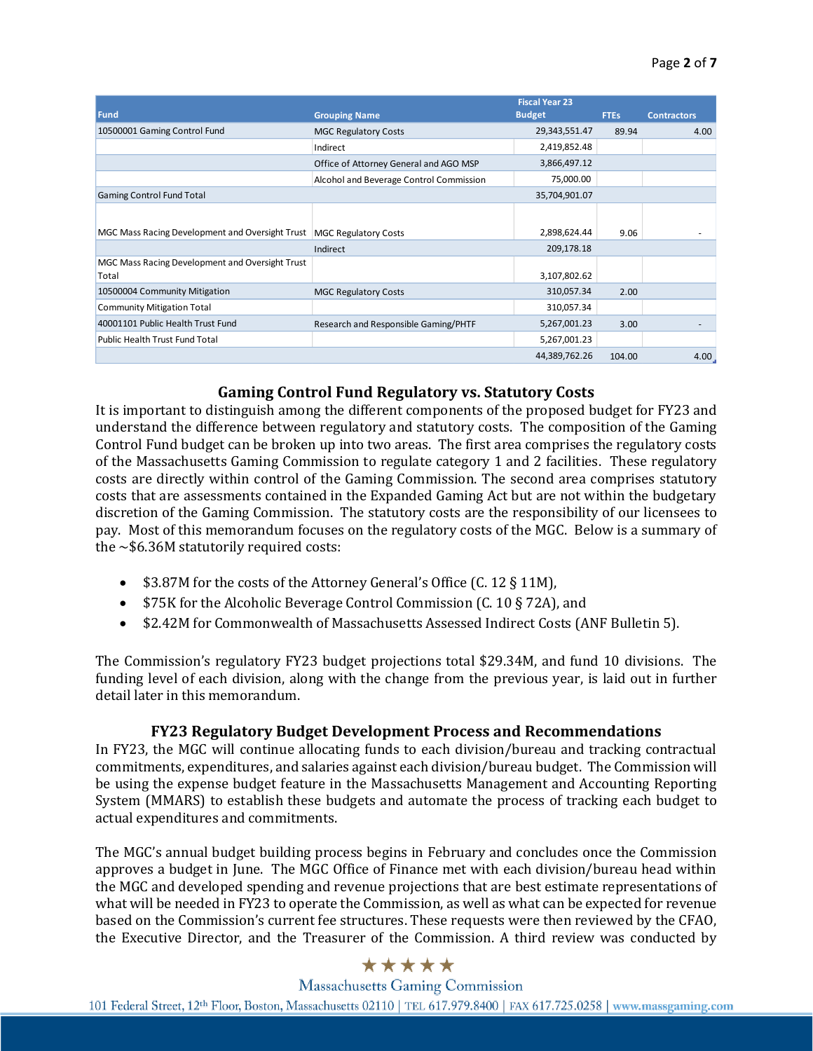| Fund | Grouping Name | Fiscal Year 23 Budget | FTEs | Contractors |
|---|---|---|---|---|
| 10500001 Gaming Control Fund | MGC Regulatory Costs | 29,343,551.47 | 89.94 | 4.00 |
| | Indirect | 2,419,852.48 | | |
| | Office of Attorney General and AGO MSP | 3,866,497.12 | | |
| | Alcohol and Beverage Control Commission | 75,000.00 | | |
| Gaming Control Fund Total | | 35,704,901.07 | | |
| MGC Mass Racing Development and Oversight Trust | MGC Regulatory Costs | 2,898,624.44 | 9.06 | - |
| | Indirect | 209,178.18 | | |
| MGC Mass Racing Development and Oversight Trust Total | | 3,107,802.62 | | |
| 10500004 Community Mitigation | MGC Regulatory Costs | 310,057.34 | 2.00 | |
| Community Mitigation Total | | 310,057.34 | | |
| 40001101 Public Health Trust Fund | Research and Responsible Gaming/PHTF | 5,267,001.23 | 3.00 | - |
| Public Health Trust Fund Total | | 5,267,001.23 | | |
| | | 44,389,762.26 | 104.00 | 4.00 |

## Gaming Control Fund Regulatory vs. Statutory Costs

It is important to distinguish among the different components of the proposed budget for FY23 and understand the difference between regulatory and statutory costs. The composition of the Gaming Control Fund budget can be broken up into two areas. The first area comprises the regulatory costs of the Massachusetts Gaming Commission to regulate category 1 and 2 facilities. These regulatory costs are directly within control of the Gaming Commission. The second area comprises statutory costs that are assessments contained in the Expanded Gaming Act but are not within the budgetary discretion of the Gaming Commission. The statutory costs are the responsibility of our licensees to pay. Most of this memorandum focuses on the regulatory costs of the MGC. Below is a summary of the ~$6.36M statutorily required costs:

- $3.87M for the costs of the Attorney General's Office (C. 12 § 11M),
- $75K for the Alcoholic Beverage Control Commission (C. 10 § 72A), and
- $2.42M for Commonwealth of Massachusetts Assessed Indirect Costs (ANF Bulletin 5).

The Commission's regulatory FY23 budget projections total $29.34M, and fund 10 divisions. The funding level of each division, along with the change from the previous year, is laid out in further detail later in this memorandum.

## FY23 Regulatory Budget Development Process and Recommendations

In FY23, the MGC will continue allocating funds to each division/bureau and tracking contractual commitments, expenditures, and salaries against each division/bureau budget. The Commission will be using the expense budget feature in the Massachusetts Management and Accounting Reporting System (MMARS) to establish these budgets and automate the process of tracking each budget to actual expenditures and commitments.

The MGC's annual budget building process begins in February and concludes once the Commission approves a budget in June. The MGC Office of Finance met with each division/bureau head within the MGC and developed spending and revenue projections that are best estimate representations of what will be needed in FY23 to operate the Commission, as well as what can be expected for revenue based on the Commission's current fee structures. These requests were then reviewed by the CFAO, the Executive Director, and the Treasurer of the Commission. A third review was conducted by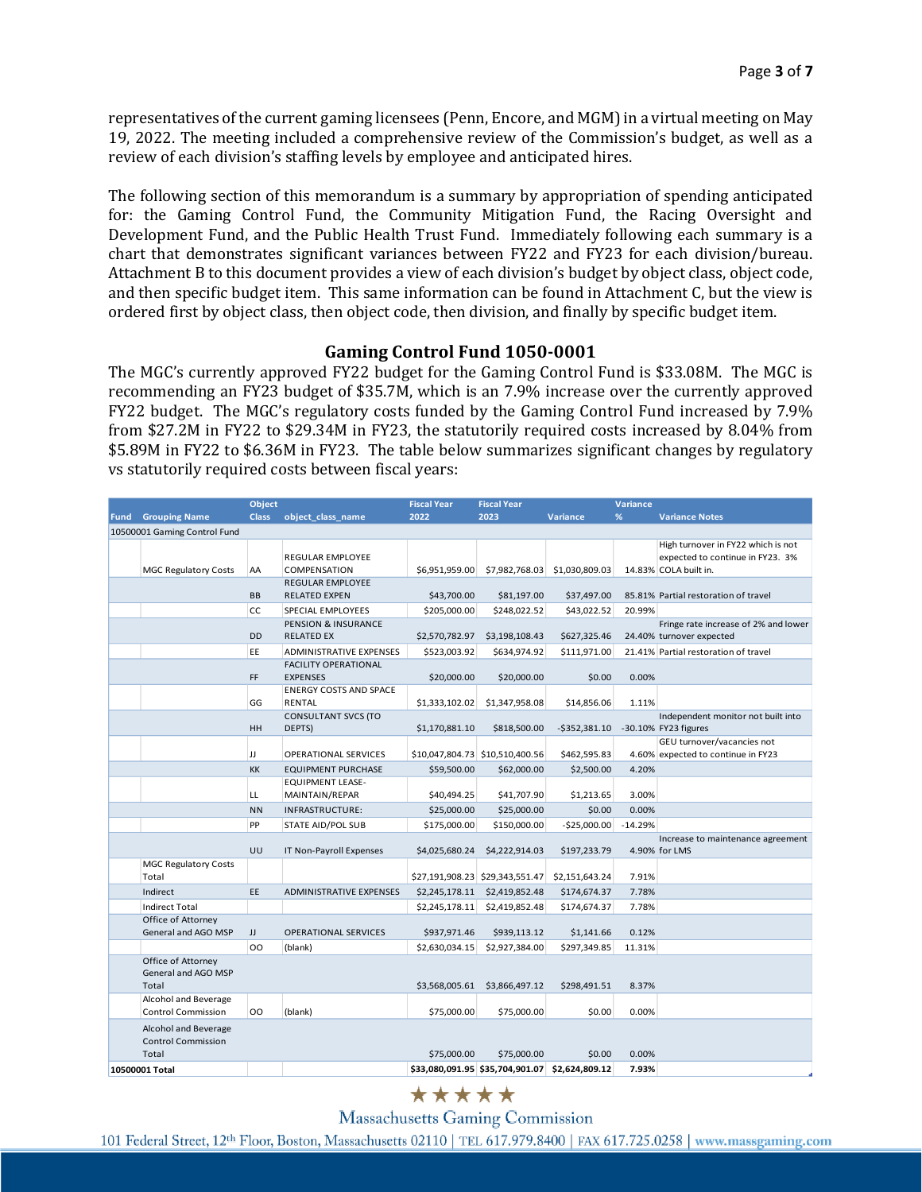representatives of the current gaming licensees (Penn, Encore, and MGM) in a virtual meeting on May 19, 2022. The meeting included a comprehensive review of the Commission's budget, as well as a review of each division's staffing levels by employee and anticipated hires.

The following section of this memorandum is a summary by appropriation of spending anticipated for: the Gaming Control Fund, the Community Mitigation Fund, the Racing Oversight and Development Fund, and the Public Health Trust Fund. Immediately following each summary is a chart that demonstrates significant variances between FY22 and FY23 for each division/bureau. Attachment B to this document provides a view of each division's budget by object class, object code, and then specific budget item. This same information can be found in Attachment C, but the view is ordered first by object class, then object code, then division, and finally by specific budget item.

## Gaming Control Fund 1050-0001

The MGC's currently approved FY22 budget for the Gaming Control Fund is $33.08M. The MGC is recommending an FY23 budget of $35.7M, which is an 7.9% increase over the currently approved FY22 budget. The MGC's regulatory costs funded by the Gaming Control Fund increased by 7.9% from $27.2M in FY22 to $29.34M in FY23, the statutorily required costs increased by 8.04% from $5.89M in FY22 to $6.36M in FY23. The table below summarizes significant changes by regulatory vs statutorily required costs between fiscal years:

| Fund | Grouping Name | Object Class | object_class_name | Fiscal Year 2022 | Fiscal Year 2023 | Variance | Variance % | Variance Notes |
|---|---|---|---|---|---|---|---|---|
| 10500001 Gaming Control Fund | | | | | | | | |
| | MGC Regulatory Costs | AA | REGULAR EMPLOYEE COMPENSATION | $6,951,959.00 | $7,982,768.03 | $1,030,809.03 | 14.83% | High turnover in FY22 which is not expected to continue in FY23. 3% COLA built in. |
| | | BB | REGULAR EMPLOYEE RELATED EXPEN | $43,700.00 | $81,197.00 | $37,497.00 | 85.81% | Partial restoration of travel |
| | | CC | SPECIAL EMPLOYEES | $205,000.00 | $248,022.52 | $43,022.52 | 20.99% | |
| | | DD | PENSION & INSURANCE RELATED EX | $2,570,782.97 | $3,198,108.43 | $627,325.46 | 24.40% | Fringe rate increase of 2% and lower turnover expected |
| | | EE | ADMINISTRATIVE EXPENSES | $523,003.92 | $634,974.92 | $111,971.00 | 21.41% | Partial restoration of travel |
| | | FF | FACILITY OPERATIONAL EXPENSES | $20,000.00 | $20,000.00 | $0.00 | 0.00% | |
| | | GG | ENERGY COSTS AND SPACE RENTAL | $1,333,102.02 | $1,347,958.08 | $14,856.06 | 1.11% | |
| | | HH | CONSULTANT SVCS (TO DEPTS) | $1,170,881.10 | $818,500.00 | -$352,381.10 | -30.10% | Independent monitor not built into FY23 figures |
| | | JJ | OPERATIONAL SERVICES | $10,047,804.73 | $10,510,400.56 | $462,595.83 | 4.60% | GEU turnover/vacancies not expected to continue in FY23 |
| | | KK | EQUIPMENT PURCHASE | $59,500.00 | $62,000.00 | $2,500.00 | 4.20% | |
| | | LL | EQUIPMENT LEASE-MAINTAIN/REPAR | $40,494.25 | $41,707.90 | $1,213.65 | 3.00% | |
| | | NN | INFRASTRUCTURE: | $25,000.00 | $25,000.00 | $0.00 | 0.00% | |
| | | PP | STATE AID/POL SUB | $175,000.00 | $150,000.00 | -$25,000.00 | -14.29% | |
| | | UU | IT Non-Payroll Expenses | $4,025,680.24 | $4,222,914.03 | $197,233.79 | 4.90% | Increase to maintenance agreement for LMS |
| | MGC Regulatory Costs Total | | | $27,191,908.23 | $29,343,551.47 | $2,151,643.24 | 7.91% | |
| | Indirect | EE | ADMINISTRATIVE EXPENSES | $2,245,178.11 | $2,419,852.48 | $174,674.37 | 7.78% | |
| | Indirect Total | | | $2,245,178.11 | $2,419,852.48 | $174,674.37 | 7.78% | |
| | Office of Attorney General and AGO MSP | JJ | OPERATIONAL SERVICES | $937,971.46 | $939,113.12 | $1,141.66 | 0.12% | |
| | | OO | (blank) | $2,630,034.15 | $2,927,384.00 | $297,349.85 | 11.31% | |
| | Office of Attorney General and AGO MSP Total | | | $3,568,005.61 | $3,866,497.12 | $298,491.51 | 8.37% | |
| | Alcohol and Beverage Control Commission | OO | (blank) | $75,000.00 | $75,000.00 | $0.00 | 0.00% | |
| | Alcohol and Beverage Control Commission Total | | | $75,000.00 | $75,000.00 | $0.00 | 0.00% | |
| **10500001 Total** | | | | **$33,080,091.95** | **$35,704,901.07** | **$2,624,809.12** | **7.93%** | |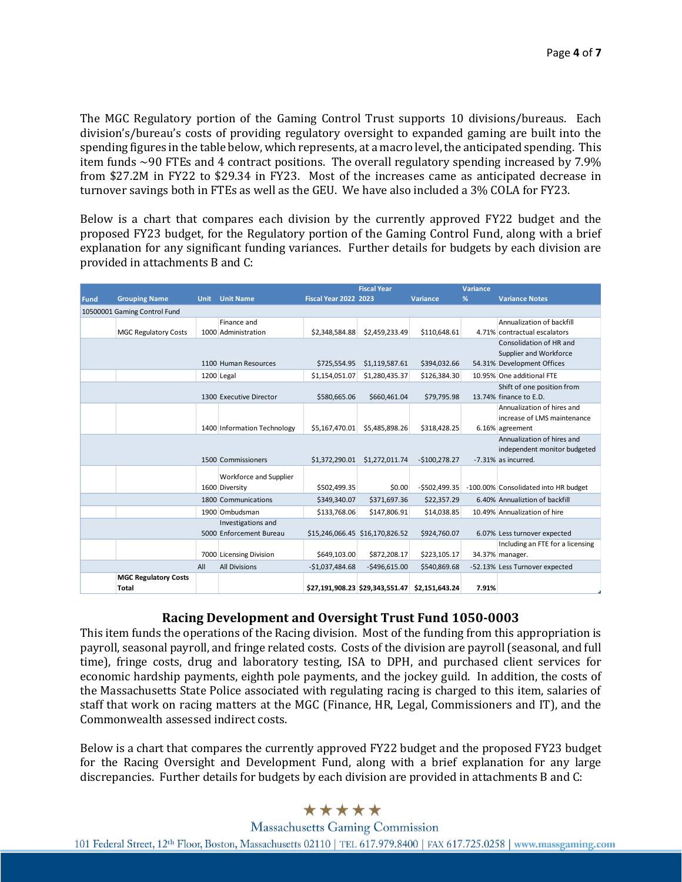The MGC Regulatory portion of the Gaming Control Trust supports 10 divisions/bureaus. Each division's/bureau's costs of providing regulatory oversight to expanded gaming are built into the spending figures in the table below, which represents, at a macro level, the anticipated spending. This item funds ~90 FTEs and 4 contract positions. The overall regulatory spending increased by 7.9% from $27.2M in FY22 to $29.34 in FY23. Most of the increases came as anticipated decrease in turnover savings both in FTEs as well as the GEU. We have also included a 3% COLA for FY23.

Below is a chart that compares each division by the currently approved FY22 budget and the proposed FY23 budget, for the Regulatory portion of the Gaming Control Fund, along with a brief explanation for any significant funding variances. Further details for budgets by each division are provided in attachments B and C:

| Fund | Grouping Name | Unit | Unit Name | Fiscal Year 2022 | Fiscal Year 2023 | Variance | Variance % | Variance Notes |
|---|---|---|---|---|---|---|---|---|
| 10500001 Gaming Control Fund | | | | | | | | |
| | MGC Regulatory Costs | 1000 | Finance and Administration | $2,348,584.88 | $2,459,233.49 | $110,648.61 | 4.71% | Annualization of backfill contractual escalators |
| | | 1100 | Human Resources | $725,554.95 | $1,119,587.61 | $394,032.66 | 54.31% | Consolidation of HR and Supplier and Workforce Development Offices |
| | | 1200 | Legal | $1,154,051.07 | $1,280,435.37 | $126,384.30 | 10.95% | One additional FTE |
| | | 1300 | Executive Director | $580,665.06 | $660,461.04 | $79,795.98 | 13.74% | Shift of one position from finance to E.D. |
| | | 1400 | Information Technology | $5,167,470.01 | $5,485,898.26 | $318,428.25 | 6.16% | Annualization of hires and increase of LMS maintenance agreement |
| | | 1500 | Commissioners | $1,372,290.01 | $1,272,011.74 | -$100,278.27 | -7.31% | Annualization of hires and independent monitor budgeted as incurred. |
| | | 1600 | Workforce and Supplier Diversity | $502,499.35 | $0.00 | -$502,499.35 | -100.00% | Consolidated into HR budget |
| | | 1800 | Communications | $349,340.07 | $371,697.36 | $22,357.29 | 6.40% | Annualiztion of backfill |
| | | 1900 | Ombudsman | $133,768.06 | $147,806.91 | $14,038.85 | 10.49% | Annualization of hire |
| | | 5000 | Investigations and Enforcement Bureau | $15,246,066.45 | $16,170,826.52 | $924,760.07 | 6.07% | Less turnover expected |
| | | 7000 | Licensing Division | $649,103.00 | $872,208.17 | $223,105.17 | 34.37% | Including an FTE for a licensing manager. |
| | | All | All Divisions | -$1,037,484.68 | -$496,615.00 | $540,869.68 | -52.13% | Less Turnover expected |
| | **MGC Regulatory Costs Total** | | | **$27,191,908.23** | **$29,343,551.47** | **$2,151,643.24** | **7.91%** | |

## Racing Development and Oversight Trust Fund 1050-0003

This item funds the operations of the Racing division. Most of the funding from this appropriation is payroll, seasonal payroll, and fringe related costs. Costs of the division are payroll (seasonal, and full time), fringe costs, drug and laboratory testing, ISA to DPH, and purchased client services for economic hardship payments, eighth pole payments, and the jockey guild. In addition, the costs of the Massachusetts State Police associated with regulating racing is charged to this item, salaries of staff that work on racing matters at the MGC (Finance, HR, Legal, Commissioners and IT), and the Commonwealth assessed indirect costs.

Below is a chart that compares the currently approved FY22 budget and the proposed FY23 budget for the Racing Oversight and Development Fund, along with a brief explanation for any large discrepancies. Further details for budgets by each division are provided in attachments B and C: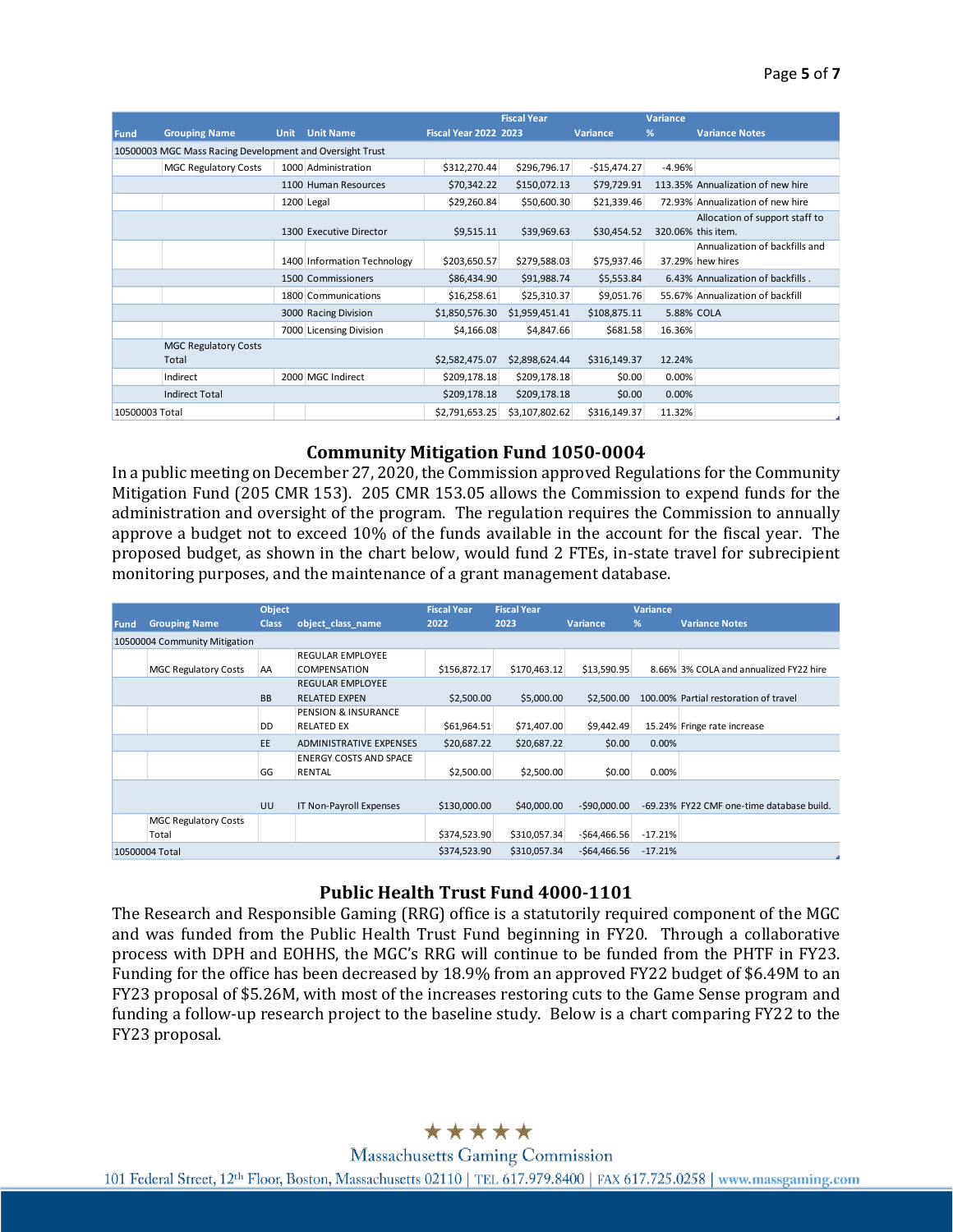| Fund | Grouping Name | Unit | Unit Name | Fiscal Year 2022 | Fiscal Year 2023 | Variance | Variance % | Variance Notes |
|---|---|---|---|---|---|---|---|---|
| 10500003 MGC Mass Racing Development and Oversight Trust | | | | | | | | |
| | MGC Regulatory Costs | 1000 | Administration | $312,270.44 | $296,796.17 | -$15,474.27 | -4.96% | |
| | | 1100 | Human Resources | $70,342.22 | $150,072.13 | $79,729.91 | 113.35% | Annualization of new hire |
| | | 1200 | Legal | $29,260.84 | $50,600.30 | $21,339.46 | 72.93% | Annualization of new hire |
| | | 1300 | Executive Director | $9,515.11 | $39,969.63 | $30,454.52 | 320.06% | Allocation of support staff to this item. |
| | | 1400 | Information Technology | $203,650.57 | $279,588.03 | $75,937.46 | 37.29% | Annualization of backfills and hew hires |
| | | 1500 | Commissioners | $86,434.90 | $91,988.74 | $5,553.84 | 6.43% | Annualization of backfills . |
| | | 1800 | Communications | $16,258.61 | $25,310.37 | $9,051.76 | 55.67% | Annualization of backfill |
| | | 3000 | Racing Division | $1,850,576.30 | $1,959,451.41 | $108,875.11 | 5.88% | COLA |
| | | 7000 | Licensing Division | $4,166.08 | $4,847.66 | $681.58 | 16.36% | |
| | MGC Regulatory Costs Total | | | $2,582,475.07 | $2,898,624.44 | $316,149.37 | 12.24% | |
| | Indirect | 2000 | MGC Indirect | $209,178.18 | $209,178.18 | $0.00 | 0.00% | |
| | Indirect Total | | | $209,178.18 | $209,178.18 | $0.00 | 0.00% | |
| 10500003 Total | | | | $2,791,653.25 | $3,107,802.62 | $316,149.37 | 11.32% | |

## Community Mitigation Fund 1050-0004

In a public meeting on December 27, 2020, the Commission approved Regulations for the Community Mitigation Fund (205 CMR 153). 205 CMR 153.05 allows the Commission to expend funds for the administration and oversight of the program. The regulation requires the Commission to annually approve a budget not to exceed 10% of the funds available in the account for the fiscal year. The proposed budget, as shown in the chart below, would fund 2 FTEs, in-state travel for subrecipient monitoring purposes, and the maintenance of a grant management database.

| Fund | Grouping Name | Object Class | object_class_name | Fiscal Year 2022 | Fiscal Year 2023 | Variance | Variance % | Variance Notes |
|---|---|---|---|---|---|---|---|---|
| 10500004 Community Mitigation | | | | | | | | |
| | MGC Regulatory Costs | AA | REGULAR EMPLOYEE COMPENSATION | $156,872.17 | $170,463.12 | $13,590.95 | 8.66% | 3% COLA and annualized FY22 hire |
| | | BB | REGULAR EMPLOYEE RELATED EXPEN | $2,500.00 | $5,000.00 | $2,500.00 | 100.00% | Partial restoration of travel |
| | | DD | PENSION & INSURANCE RELATED EX | $61,964.51 | $71,407.00 | $9,442.49 | 15.24% | Fringe rate increase |
| | | EE | ADMINISTRATIVE EXPENSES | $20,687.22 | $20,687.22 | $0.00 | 0.00% | |
| | | GG | ENERGY COSTS AND SPACE RENTAL | $2,500.00 | $2,500.00 | $0.00 | 0.00% | |
| | | UU | IT Non-Payroll Expenses | $130,000.00 | $40,000.00 | -$90,000.00 | -69.23% | FY22 CMF one-time database build. |
| | MGC Regulatory Costs Total | | | $374,523.90 | $310,057.34 | -$64,466.56 | -17.21% | |
| 10500004 Total | | | | $374,523.90 | $310,057.34 | -$64,466.56 | -17.21% | |

## Public Health Trust Fund 4000-1101

The Research and Responsible Gaming (RRG) office is a statutorily required component of the MGC and was funded from the Public Health Trust Fund beginning in FY20. Through a collaborative process with DPH and EOHHS, the MGC's RRG will continue to be funded from the PHTF in FY23. Funding for the office has been decreased by 18.9% from an approved FY22 budget of $6.49M to an FY23 proposal of $5.26M, with most of the increases restoring cuts to the Game Sense program and funding a follow-up research project to the baseline study. Below is a chart comparing FY22 to the FY23 proposal.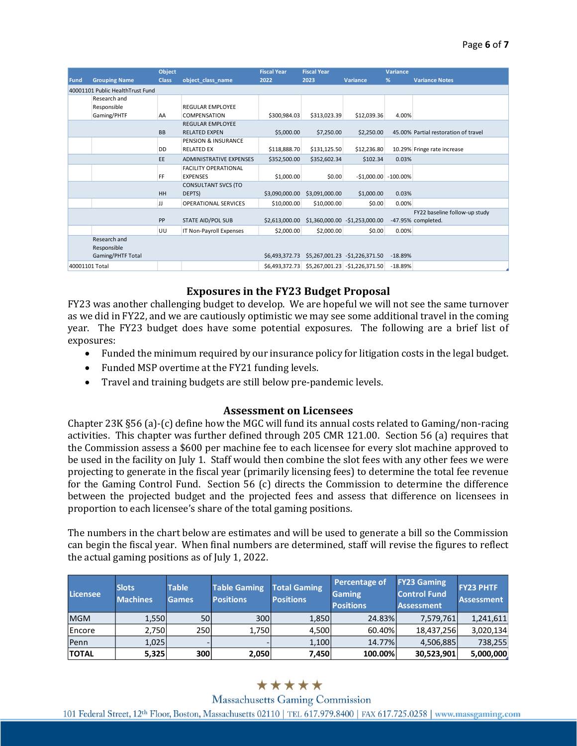| Fund | Grouping Name | Object Class | object_class_name | Fiscal Year 2022 | Fiscal Year 2023 | Variance | Variance % | Variance Notes |
|---|---|---|---|---|---|---|---|---|
| 40001101 Public HealthTrust Fund | | | | | | | | |
| | Research and Responsible Gaming/PHTF | AA | REGULAR EMPLOYEE COMPENSATION | $300,984.03 | $313,023.39 | $12,039.36 | 4.00% | |
| | | BB | REGULAR EMPLOYEE RELATED EXPEN | $5,000.00 | $7,250.00 | $2,250.00 | 45.00% | Partial restoration of travel |
| | | DD | PENSION & INSURANCE RELATED EX | $118,888.70 | $131,125.50 | $12,236.80 | 10.29% | Fringe rate increase |
| | | EE | ADMINISTRATIVE EXPENSES | $352,500.00 | $352,602.34 | $102.34 | 0.03% | |
| | | FF | FACILITY OPERATIONAL EXPENSES | $1,000.00 | $0.00 | -$1,000.00 | -100.00% | |
| | | HH | CONSULTANT SVCS (TO DEPTS) | $3,090,000.00 | $3,091,000.00 | $1,000.00 | 0.03% | |
| | | JJ | OPERATIONAL SERVICES | $10,000.00 | $10,000.00 | $0.00 | 0.00% | |
| | | PP | STATE AID/POL SUB | $2,613,000.00 | $1,360,000.00 | -$1,253,000.00 | -47.95% | FY22 baseline follow-up study completed. |
| | | UU | IT Non-Payroll Expenses | $2,000.00 | $2,000.00 | $0.00 | 0.00% | |
| | Research and Responsible Gaming/PHTF Total | | | $6,493,372.73 | $5,267,001.23 | -$1,226,371.50 | -18.89% | |
| 40001101 Total | | | | $6,493,372.73 | $5,267,001.23 | -$1,226,371.50 | -18.89% | |

## Exposures in the FY23 Budget Proposal

FY23 was another challenging budget to develop. We are hopeful we will not see the same turnover as we did in FY22, and we are cautiously optimistic we may see some additional travel in the coming year. The FY23 budget does have some potential exposures. The following are a brief list of exposures:

- Funded the minimum required by our insurance policy for litigation costs in the legal budget.
- Funded MSP overtime at the FY21 funding levels.
- Travel and training budgets are still below pre-pandemic levels.

## Assessment on Licensees

Chapter 23K §56 (a)-(c) define how the MGC will fund its annual costs related to Gaming/non-racing activities. This chapter was further defined through 205 CMR 121.00. Section 56 (a) requires that the Commission assess a $600 per machine fee to each licensee for every slot machine approved to be used in the facility on July 1. Staff would then combine the slot fees with any other fees we were projecting to generate in the fiscal year (primarily licensing fees) to determine the total fee revenue for the Gaming Control Fund. Section 56 (c) directs the Commission to determine the difference between the projected budget and the projected fees and assess that difference on licensees in proportion to each licensee's share of the total gaming positions.

The numbers in the chart below are estimates and will be used to generate a bill so the Commission can begin the fiscal year. When final numbers are determined, staff will revise the figures to reflect the actual gaming positions as of July 1, 2022.

| Licensee | Slots Machines | Table Games | Table Gaming Positions | Total Gaming Positions | Percentage of Gaming Positions | FY23 Gaming Control Fund Assessment | FY23 PHTF Assessment |
|---|---|---|---|---|---|---|---|
| MGM | 1,550 | 50 | 300 | 1,850 | 24.83% | 7,579,761 | 1,241,611 |
| Encore | 2,750 | 250 | 1,750 | 4,500 | 60.40% | 18,437,256 | 3,020,134 |
| Penn | 1,025 | - | - | 1,100 | 14.77% | 4,506,885 | 738,255 |
| **TOTAL** | **5,325** | **300** | **2,050** | **7,450** | **100.00%** | **30,523,901** | **5,000,000** |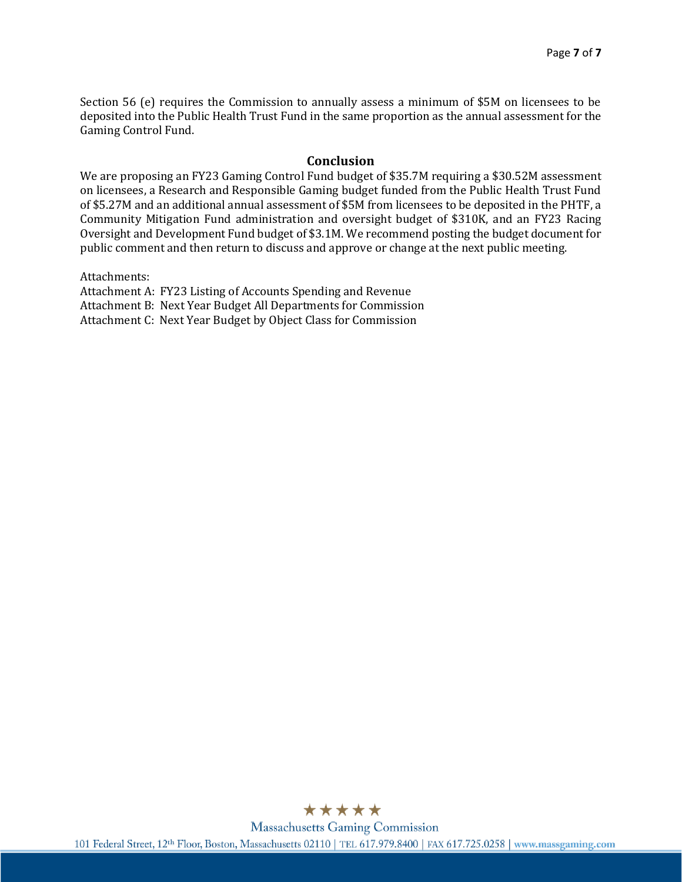Section 56 (e) requires the Commission to annually assess a minimum of $5M on licensees to be deposited into the Public Health Trust Fund in the same proportion as the annual assessment for the Gaming Control Fund.

## Conclusion

We are proposing an FY23 Gaming Control Fund budget of $35.7M requiring a $30.52M assessment on licensees, a Research and Responsible Gaming budget funded from the Public Health Trust Fund of $5.27M and an additional annual assessment of $5M from licensees to be deposited in the PHTF, a Community Mitigation Fund administration and oversight budget of $310K, and an FY23 Racing Oversight and Development Fund budget of $3.1M. We recommend posting the budget document for public comment and then return to discuss and approve or change at the next public meeting.

Attachments:
Attachment A: FY23 Listing of Accounts Spending and Revenue
Attachment B: Next Year Budget All Departments for Commission
Attachment C: Next Year Budget by Object Class for Commission